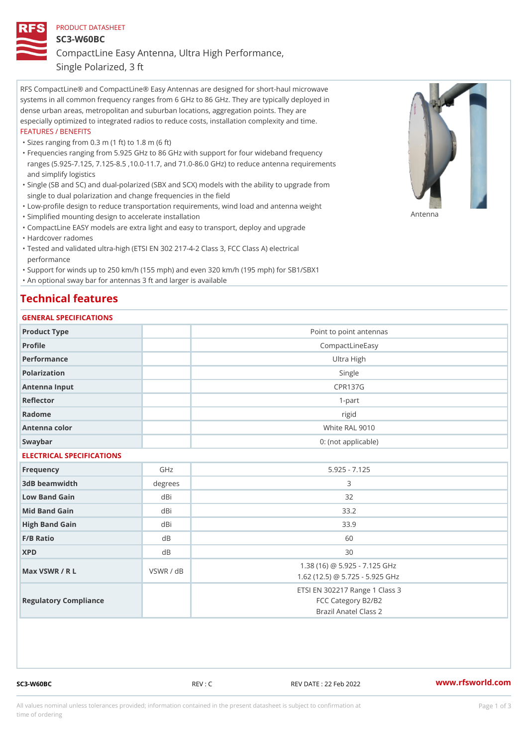PRODUCT DATASHEET

# SC3-W60BC

## CompactLine Easy Antenna, Ultra High Performance, Single Polarized, 3 ft

RFS CompactLine® and CompactLine® Easy Antennas are designed for short-haul microwave systems in all common frequency ranges from 6 GHz to 86 GHz. They are typically deployed in dense urban areas, metropolitan and suburban locations, aggregation points. They are especially optimized to integrated radios to reduce costs, installation complexity and time.

FEATURES / BENEFITS

- Sizes ranging from 0.3 m (1 ft) to 1.8 m (6 ft)
- Frequencies ranging from 5.925 GHz to 86 GHz with support for four wideband frequency ranges (5.925-7.125, 7.125-8.5 ,10.0-11.7, and 71.0-86.0 GHz) to reduce antenna requirements and simplify logistics
- Single (SB and SC) and dual-polarized (SBX and SCX) models with the ability to upgrade from single to dual polarization and change frequencies in the field
- Low-profile design to reduce transportation requirements, wind load and antenna weight
- Simplified mounting design to accelerate installation
- CompactLine EASY models are extra light and easy to transport, deploy and upgrade
- Hardcover radomes
- Tested and validated ultra-high (ETSI EN 302 217-4-2 Class 3, FCC Class A) electrical performance
- Support for winds up to 250 km/h (155 mph) and even 320 km/h (195 mph) for SB1/SBX1
- An optional sway bar for antennas 3 ft and larger is available

Antenna

## Technical features

### GENERAL SPECIFICATIONS

| | | |
|---|---|---|
| Product Type | | Point to point antennas |
| Profile | | CompactLineEasy |
| Performance | | Ultra High |
| Polarization | | Single |
| Antenna Input | | CPR137G |
| Reflector | | 1-part |
| Radome | | rigid |
| Antenna color | | White RAL 9010 |
| Swaybar | | 0: (not applicable) |

### ELECTRICAL SPECIFICATIONS

| | | |
|---|---|---|
| Frequency | GHz | 5.925 - 7.125 |
| 3dB beamwidth | degrees | 3 |
| Low Band Gain | dBi | 32 |
| Mid Band Gain | dBi | 33.2 |
| High Band Gain | dBi | 33.9 |
| F/B Ratio | dB | 60 |
| XPD | dB | 30 |
| Max VSWR / R L | VSWR / dB | 1.38 (16) @ 5.925 - 7.125 GHz<br>1.62 (12.5) @ 5.725 - 5.925 GHz |
| Regulatory Compliance | | ETSI EN 302217 Range 1 Class 3<br>FCC Category B2/B2<br>Brazil Anatel Class 2 |

SC3-W60BC REV : C REV DATE : 22 Feb 2022 www.rfsworld.com

All values nominal unless tolerances provided; information contained in the present datasheet is subject to confirmation at time of ordering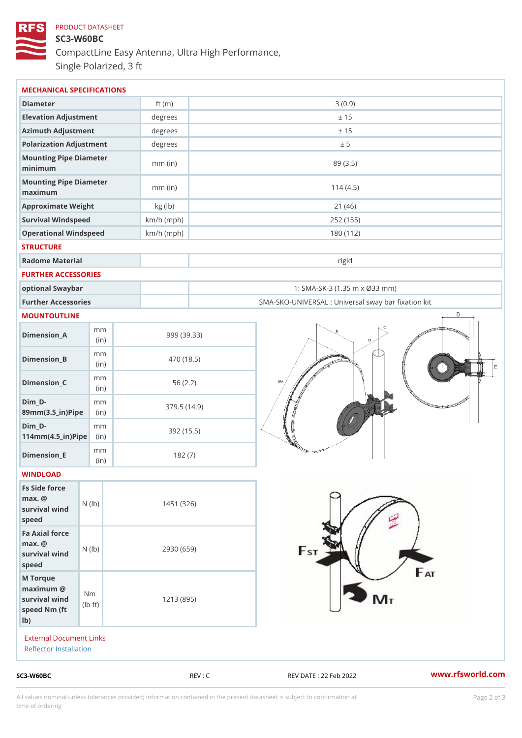PRODUCT DATASHEET

# SC3-W60BC

## CompactLine Easy Antenna, Ultra High Performance, Single Polarized, 3 ft

### MECHANICAL SPECIFICATIONS

| | | |
|---|---|---|
| Diameter | ft (m) | 3 (0.9) |
| Elevation Adjustment | degrees | ± 15 |
| Azimuth Adjustment | degrees | ± 15 |
| Polarization Adjustment | degrees | ± 5 |
| Mounting Pipe Diameter minimum | mm (in) | 89 (3.5) |
| Mounting Pipe Diameter maximum | mm (in) | 114 (4.5) |
| Approximate Weight | kg (lb) | 21 (46) |
| Survival Windspeed | km/h (mph) | 252 (155) |
| Operational Windspeed | km/h (mph) | 180 (112) |

### STRUCTURE

| | | |
|---|---|---|
| Radome Material | | rigid |

### FURTHER ACCESSORIES

| | | |
|---|---|---|
| optional Swaybar | | 1: SMA-SK-3 (1.35 m x Ø33 mm) |
| Further Accessories | | SMA-SKO-UNIVERSAL : Universal sway bar fixation kit |

### MOUNTOUTLINE

| | | |
|---|---|---|
| Dimension_A | mm (in) | 999 (39.33) |
| Dimension_B | mm (in) | 470 (18.5) |
| Dimension_C | mm (in) | 56 (2.2) |
| Dim_D-89mm(3.5_in)Pipe | mm (in) | 379.5 (14.9) |
| Dim_D-114mm(4.5_in)Pipe | mm (in) | 392 (15.5) |
| Dimension_E | mm (in) | 182 (7) |

### WINDLOAD

| | | |
|---|---|---|
| Fs Side force max. @ survival wind speed | N (lb) | 1451 (326) |
| Fa Axial force max. @ survival wind speed | N (lb) | 2930 (659) |
| M Torque maximum @ survival wind speed Nm (ft lb) | Nm (lb ft) | 1213 (895) |

External Document Links

Reflector Installation

SC3-W60BC REV : C REV DATE : 22 Feb 2022 www.rfsworld.com

All values nominal unless tolerances provided; information contained in the present datasheet is subject to confirmation at time of ordering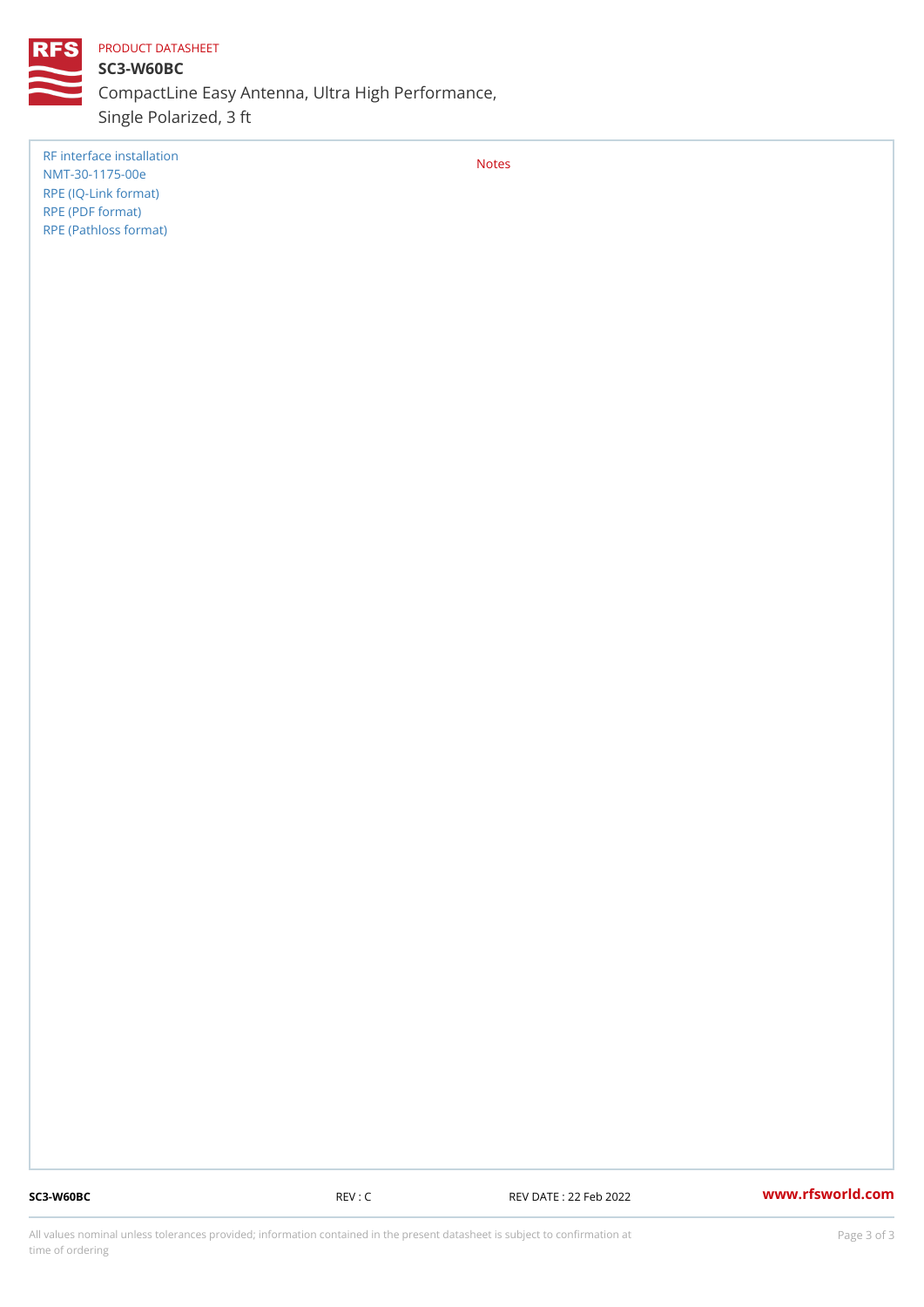RF interface installation
NMT-30-1175-00e
RPE (IQ-Link format)
RPE (PDF format)
RPE (Pathloss format)

Notes

All values nominal unless tolerances provided; information contained in the present datasheet is subject to confirmation at time of ordering